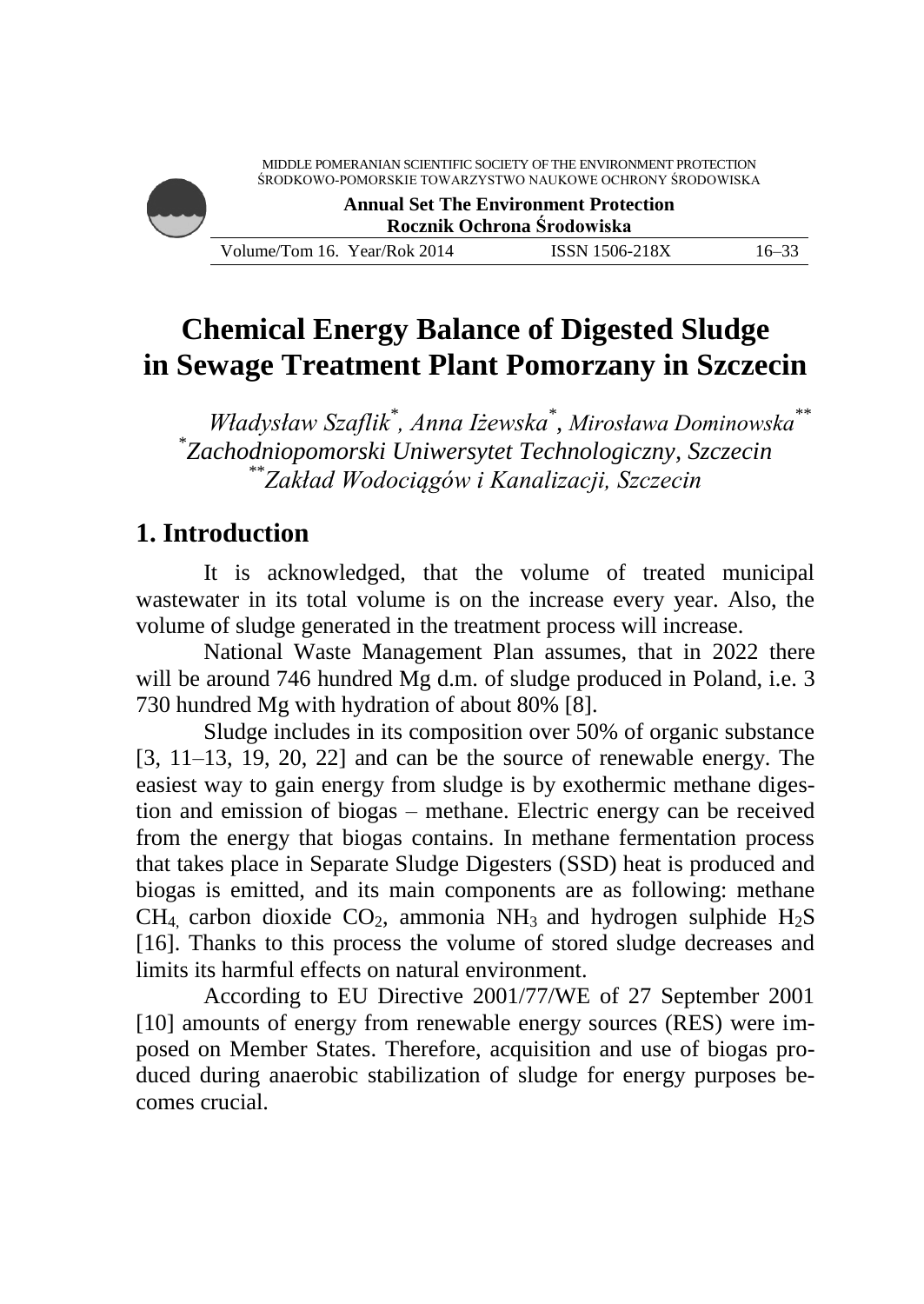# Chemical Energy Balance of Digested Sludge in Sewage Treatment Plant Pomorzany in Szczecin

*Władysław Szaflik[\*], Anna Iżewska[\*], Mirosława Dominowska[\*\*]*
*[\*]Zachodniopomorski Uniwersytet Technologiczny, Szczecin*
*[\*\*]Zakład Wodociągów i Kanalizacji, Szczecin*

## 1. Introduction

It is acknowledged, that the volume of treated municipal wastewater in its total volume is on the increase every year. Also, the volume of sludge generated in the treatment process will increase.

National Waste Management Plan assumes, that in 2022 there will be around 746 hundred Mg d.m. of sludge produced in Poland, i.e. 3 730 hundred Mg with hydration of about 80% [8].

Sludge includes in its composition over 50% of organic substance [3, 11–13, 19, 20, 22] and can be the source of renewable energy. The easiest way to gain energy from sludge is by exothermic methane digestion and emission of biogas – methane. Electric energy can be received from the energy that biogas contains. In methane fermentation process that takes place in Separate Sludge Digesters (SSD) heat is produced and biogas is emitted, and its main components are as following: methane $CH_4$, carbon dioxide $CO_2$, ammonia $NH_3$ and hydrogen sulphide $H_2S$ [16]. Thanks to this process the volume of stored sludge decreases and limits its harmful effects on natural environment.

According to EU Directive 2001/77/WE of 27 September 2001 [10] amounts of energy from renewable energy sources (RES) were imposed on Member States. Therefore, acquisition and use of biogas produced during anaerobic stabilization of sludge for energy purposes becomes crucial.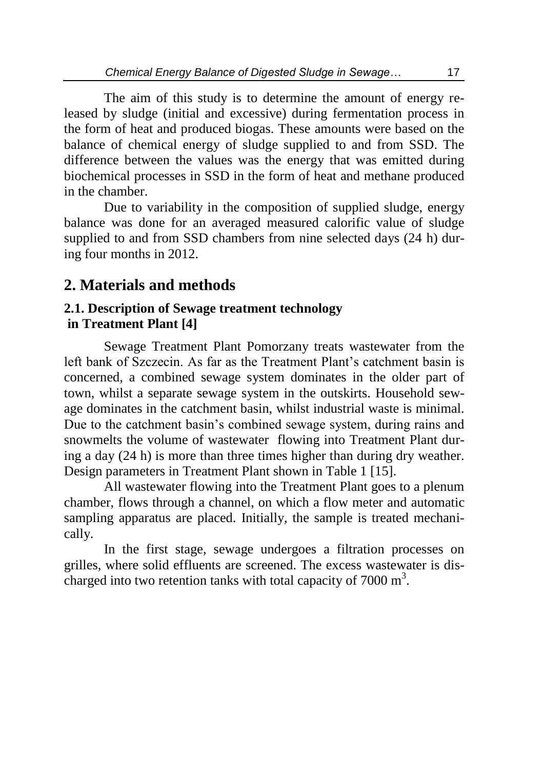The aim of this study is to determine the amount of energy released by sludge (initial and excessive) during fermentation process in the form of heat and produced biogas. These amounts were based on the balance of chemical energy of sludge supplied to and from SSD. The difference between the values was the energy that was emitted during biochemical processes in SSD in the form of heat and methane produced in the chamber.

Due to variability in the composition of supplied sludge, energy balance was done for an averaged measured calorific value of sludge supplied to and from SSD chambers from nine selected days (24 h) during four months in 2012.

## 2. Materials and methods

### 2.1. Description of Sewage treatment technology in Treatment Plant [4]

Sewage Treatment Plant Pomorzany treats wastewater from the left bank of Szczecin. As far as the Treatment Plant's catchment basin is concerned, a combined sewage system dominates in the older part of town, whilst a separate sewage system in the outskirts. Household sewage dominates in the catchment basin, whilst industrial waste is minimal. Due to the catchment basin's combined sewage system, during rains and snowmelts the volume of wastewater flowing into Treatment Plant during a day (24 h) is more than three times higher than during dry weather. Design parameters in Treatment Plant shown in Table 1 [15].

All wastewater flowing into the Treatment Plant goes to a plenum chamber, flows through a channel, on which a flow meter and automatic sampling apparatus are placed. Initially, the sample is treated mechanically.

In the first stage, sewage undergoes a filtration processes on grilles, where solid effluents are screened. The excess wastewater is discharged into two retention tanks with total capacity of 7000 $m^3$.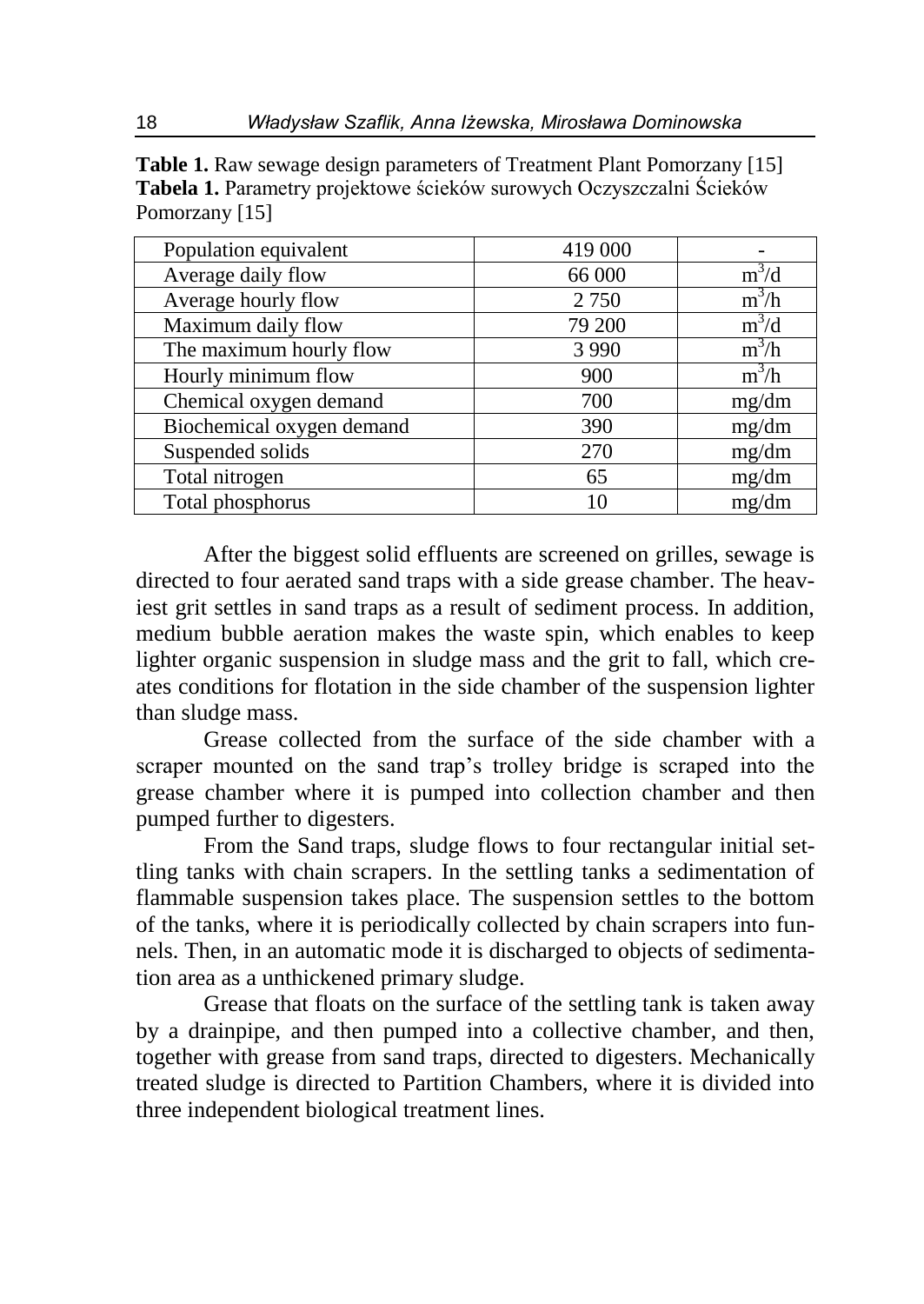**Table 1.** Raw sewage design parameters of Treatment Plant Pomorzany [15]
**Tabela 1.** Parametry projektowe ścieków surowych Oczyszczalni Ścieków Pomorzany [15]

| Population equivalent | 419 000 | - |
|---|---|---|
| Average daily flow | 66 000 | $m^3/d$ |
| Average hourly flow | 2 750 | $m^3/h$ |
| Maximum daily flow | 79 200 | $m^3/d$ |
| The maximum hourly flow | 3 990 | $m^3/h$ |
| Hourly minimum flow | 900 | $m^3/h$ |
| Chemical oxygen demand | 700 | mg/dm |
| Biochemical oxygen demand | 390 | mg/dm |
| Suspended solids | 270 | mg/dm |
| Total nitrogen | 65 | mg/dm |
| Total phosphorus | 10 | mg/dm |

After the biggest solid effluents are screened on grilles, sewage is directed to four aerated sand traps with a side grease chamber. The heaviest grit settles in sand traps as a result of sediment process. In addition, medium bubble aeration makes the waste spin, which enables to keep lighter organic suspension in sludge mass and the grit to fall, which creates conditions for flotation in the side chamber of the suspension lighter than sludge mass.

Grease collected from the surface of the side chamber with a scraper mounted on the sand trap's trolley bridge is scraped into the grease chamber where it is pumped into collection chamber and then pumped further to digesters.

From the Sand traps, sludge flows to four rectangular initial settling tanks with chain scrapers. In the settling tanks a sedimentation of flammable suspension takes place. The suspension settles to the bottom of the tanks, where it is periodically collected by chain scrapers into funnels. Then, in an automatic mode it is discharged to objects of sedimentation area as a unthickened primary sludge.

Grease that floats on the surface of the settling tank is taken away by a drainpipe, and then pumped into a collective chamber, and then, together with grease from sand traps, directed to digesters. Mechanically treated sludge is directed to Partition Chambers, where it is divided into three independent biological treatment lines.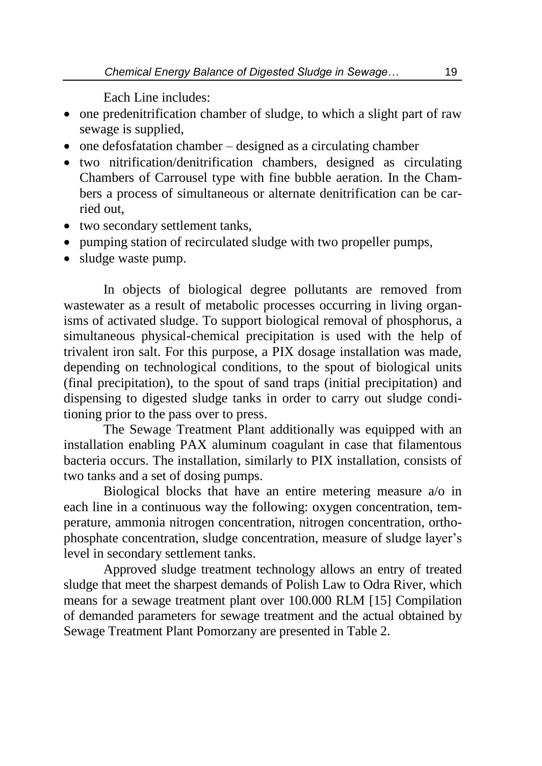Each Line includes:

- one predenitrification chamber of sludge, to which a slight part of raw sewage is supplied,
- one defosfatation chamber – designed as a circulating chamber
- two nitrification/denitrification chambers, designed as circulating Chambers of Carrousel type with fine bubble aeration. In the Chambers a process of simultaneous or alternate denitrification can be carried out,
- two secondary settlement tanks,
- pumping station of recirculated sludge with two propeller pumps,
- sludge waste pump.

In objects of biological degree pollutants are removed from wastewater as a result of metabolic processes occurring in living organisms of activated sludge. To support biological removal of phosphorus, a simultaneous physical-chemical precipitation is used with the help of trivalent iron salt. For this purpose, a PIX dosage installation was made, depending on technological conditions, to the spout of biological units (final precipitation), to the spout of sand traps (initial precipitation) and dispensing to digested sludge tanks in order to carry out sludge conditioning prior to the pass over to press.

The Sewage Treatment Plant additionally was equipped with an installation enabling PAX aluminum coagulant in case that filamentous bacteria occurs. The installation, similarly to PIX installation, consists of two tanks and a set of dosing pumps.

Biological blocks that have an entire metering measure a/o in each line in a continuous way the following: oxygen concentration, temperature, ammonia nitrogen concentration, nitrogen concentration, orthophosphate concentration, sludge concentration, measure of sludge layer's level in secondary settlement tanks.

Approved sludge treatment technology allows an entry of treated sludge that meet the sharpest demands of Polish Law to Odra River, which means for a sewage treatment plant over 100.000 RLM [15] Compilation of demanded parameters for sewage treatment and the actual obtained by Sewage Treatment Plant Pomorzany are presented in Table 2.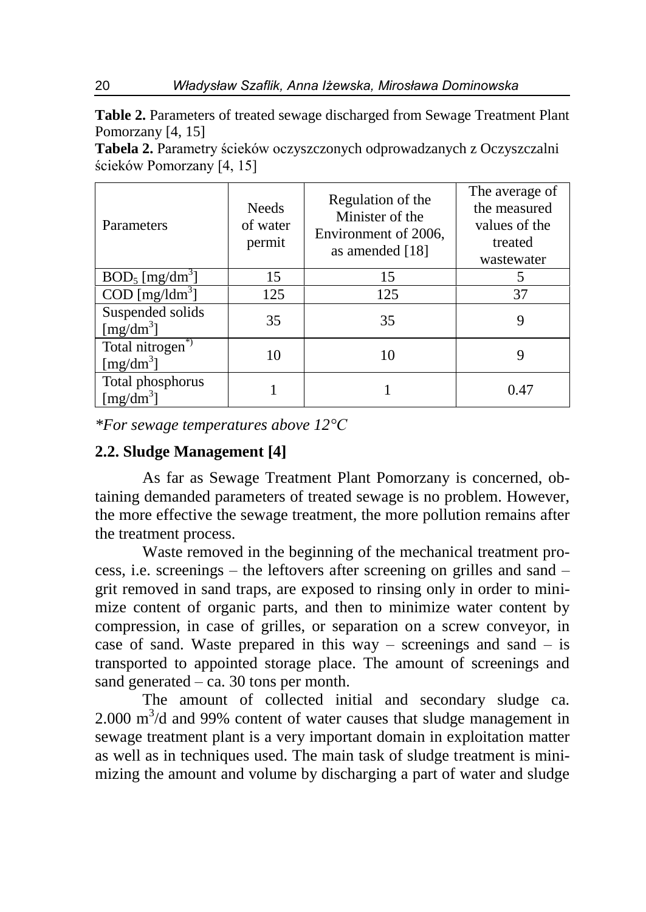**Table 2.** Parameters of treated sewage discharged from Sewage Treatment Plant Pomorzany [4, 15]

**Tabela 2.** Parametry ścieków oczyszczonych odprowadzanych z Oczyszczalni ścieków Pomorzany [4, 15]

| Parameters | Needs of water permit | Regulation of the Minister of the Environment of 2006, as amended [18] | The average of the measured values of the treated wastewater |
|---|---|---|---|
| $BOD_5$ [$mg/dm^3$] | 15 | 15 | 5 |
| COD [$mg/ldm^3$] | 125 | 125 | 37 |
| Suspended solids [$mg/dm^3$] | 35 | 35 | 9 |
| Total nitrogen*) [$mg/dm^3$] | 10 | 10 | 9 |
| Total phosphorus [$mg/dm^3$] | 1 | 1 | 0.47 |

*\*For sewage temperatures above 12°C*

## 2.2. Sludge Management [4]

As far as Sewage Treatment Plant Pomorzany is concerned, obtaining demanded parameters of treated sewage is no problem. However, the more effective the sewage treatment, the more pollution remains after the treatment process.

Waste removed in the beginning of the mechanical treatment process, i.e. screenings – the leftovers after screening on grilles and sand – grit removed in sand traps, are exposed to rinsing only in order to minimize content of organic parts, and then to minimize water content by compression, in case of grilles, or separation on a screw conveyor, in case of sand. Waste prepared in this way – screenings and sand – is transported to appointed storage place. The amount of screenings and sand generated – ca. 30 tons per month.

The amount of collected initial and secondary sludge ca. 2.000 $m^3$/d and 99% content of water causes that sludge management in sewage treatment plant is a very important domain in exploitation matter as well as in techniques used. The main task of sludge treatment is minimizing the amount and volume by discharging a part of water and sludge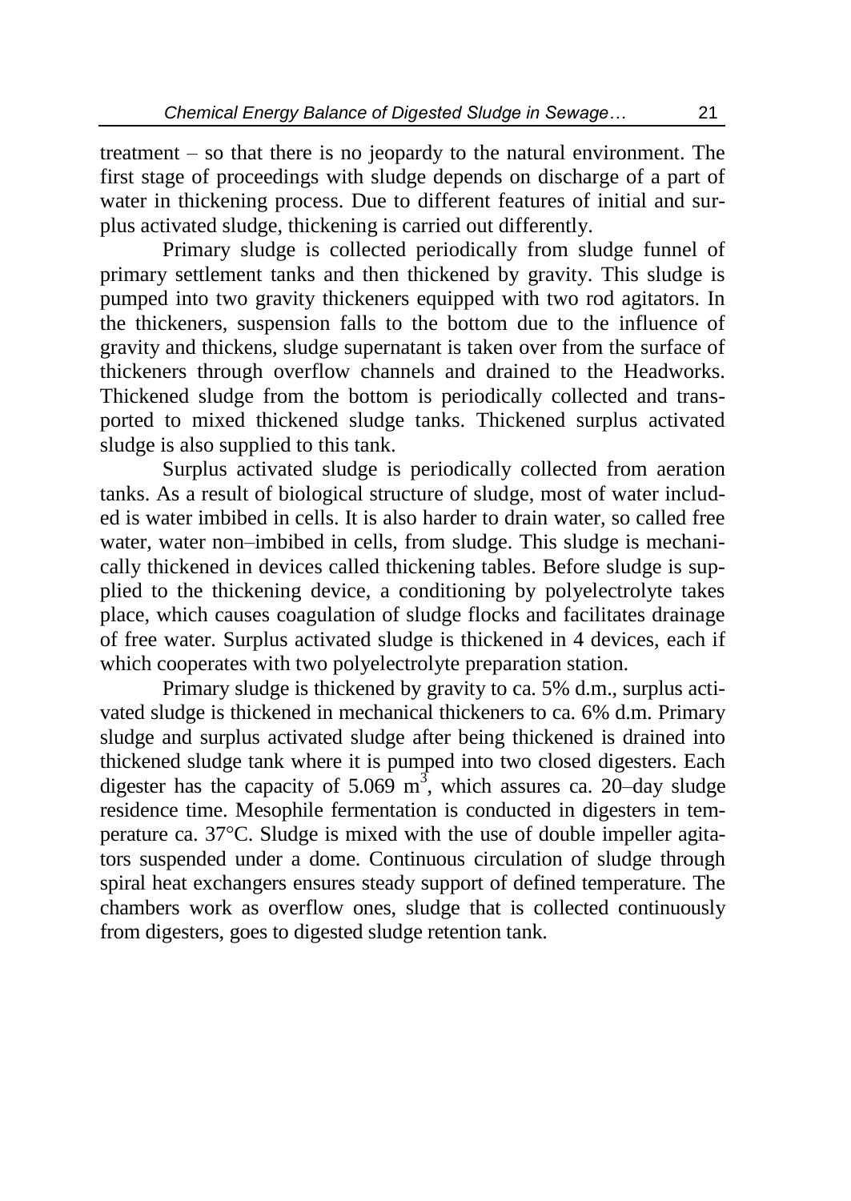treatment – so that there is no jeopardy to the natural environment. The first stage of proceedings with sludge depends on discharge of a part of water in thickening process. Due to different features of initial and surplus activated sludge, thickening is carried out differently.

Primary sludge is collected periodically from sludge funnel of primary settlement tanks and then thickened by gravity. This sludge is pumped into two gravity thickeners equipped with two rod agitators. In the thickeners, suspension falls to the bottom due to the influence of gravity and thickens, sludge supernatant is taken over from the surface of thickeners through overflow channels and drained to the Headworks. Thickened sludge from the bottom is periodically collected and transported to mixed thickened sludge tanks. Thickened surplus activated sludge is also supplied to this tank.

Surplus activated sludge is periodically collected from aeration tanks. As a result of biological structure of sludge, most of water included is water imbibed in cells. It is also harder to drain water, so called free water, water non–imbibed in cells, from sludge. This sludge is mechanically thickened in devices called thickening tables. Before sludge is supplied to the thickening device, a conditioning by polyelectrolyte takes place, which causes coagulation of sludge flocks and facilitates drainage of free water. Surplus activated sludge is thickened in 4 devices, each if which cooperates with two polyelectrolyte preparation station.

Primary sludge is thickened by gravity to ca. 5% d.m., surplus activated sludge is thickened in mechanical thickeners to ca. 6% d.m. Primary sludge and surplus activated sludge after being thickened is drained into thickened sludge tank where it is pumped into two closed digesters. Each digester has the capacity of 5.069 $m^3$, which assures ca. 20–day sludge residence time. Mesophile fermentation is conducted in digesters in temperature ca. 37°C. Sludge is mixed with the use of double impeller agitators suspended under a dome. Continuous circulation of sludge through spiral heat exchangers ensures steady support of defined temperature. The chambers work as overflow ones, sludge that is collected continuously from digesters, goes to digested sludge retention tank.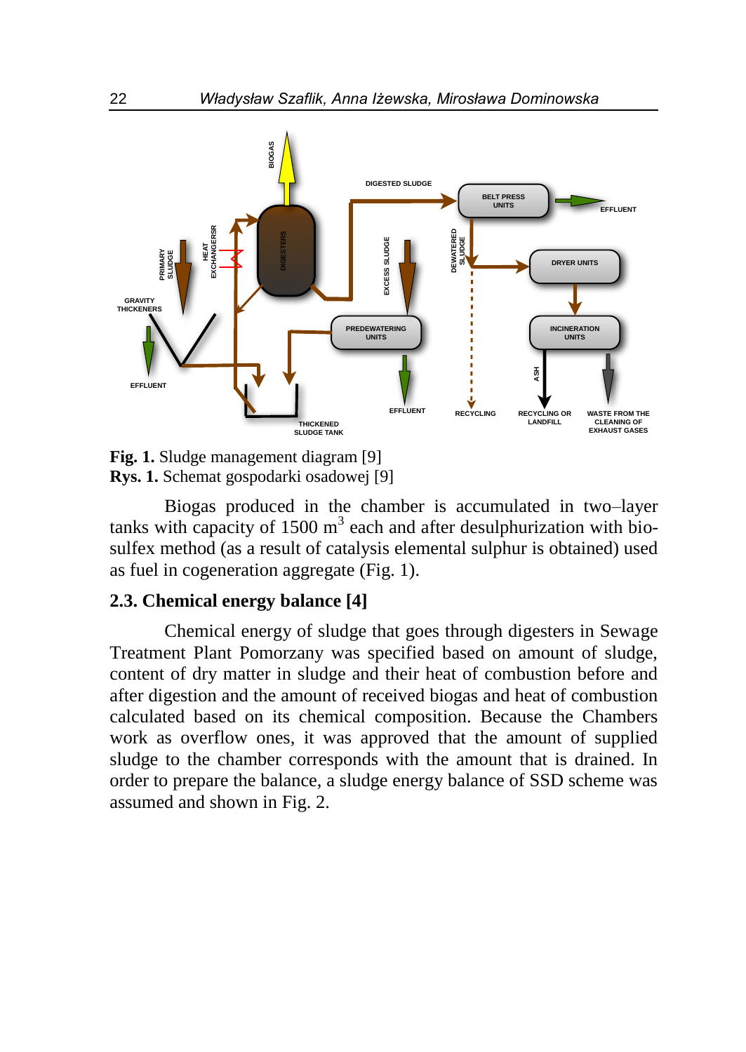**Fig. 1.** Sludge management diagram [9]
**Rys. 1.** Schemat gospodarki osadowej [9]

Biogas produced in the chamber is accumulated in two–layer tanks with capacity of 1500 $m^3$ each and after desulphurization with bio-sulfex method (as a result of catalysis elemental sulphur is obtained) used as fuel in cogeneration aggregate (Fig. 1).

## 2.3. Chemical energy balance [4]

Chemical energy of sludge that goes through digesters in Sewage Treatment Plant Pomorzany was specified based on amount of sludge, content of dry matter in sludge and their heat of combustion before and after digestion and the amount of received biogas and heat of combustion calculated based on its chemical composition. Because the Chambers work as overflow ones, it was approved that the amount of supplied sludge to the chamber corresponds with the amount that is drained. In order to prepare the balance, a sludge energy balance of SSD scheme was assumed and shown in Fig. 2.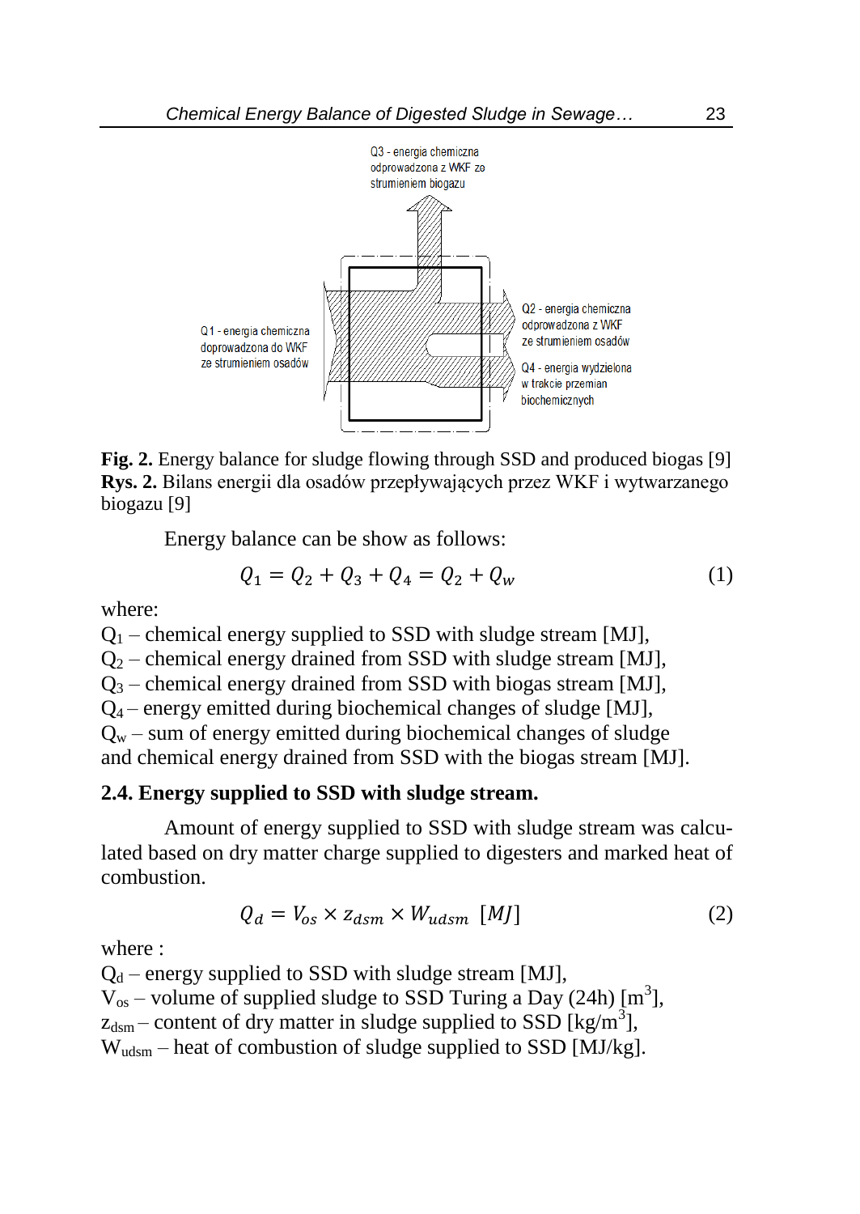Q3 - energia chemiczna odprowadzona z WKF ze strumieniem biogazu

Q1 - energia chemiczna doprowadzona do WKF ze strumieniem osadów

Q2 - energia chemiczna odprowadzona z WKF ze strumieniem osadów

Q4 - energia wydzielona w trakcie przemian biochemicznych

**Fig. 2.** Energy balance for sludge flowing through SSD and produced biogas [9]
**Rys. 2.** Bilans energii dla osadów przepływających przez WKF i wytwarzanego biogazu [9]

Energy balance can be show as follows:

$$Q_1 = Q_2 + Q_3 + Q_4 = Q_2 + Q_w \tag{1}$$

where:
$Q_1$ – chemical energy supplied to SSD with sludge stream [MJ],
$Q_2$ – chemical energy drained from SSD with sludge stream [MJ],
$Q_3$ – chemical energy drained from SSD with biogas stream [MJ],
$Q_4$ – energy emitted during biochemical changes of sludge [MJ],
$Q_w$ – sum of energy emitted during biochemical changes of sludge and chemical energy drained from SSD with the biogas stream [MJ].

### 2.4. Energy supplied to SSD with sludge stream.

Amount of energy supplied to SSD with sludge stream was calculated based on dry matter charge supplied to digesters and marked heat of combustion.

$$Q_d = V_{os} \times z_{dsm} \times W_{udsm} \ [MJ] \tag{2}$$

where :
$Q_d$ – energy supplied to SSD with sludge stream [MJ],
$V_{os}$ – volume of supplied sludge to SSD Turing a Day (24h) [$m^3$],
$z_{dsm}$ – content of dry matter in sludge supplied to SSD [$kg/m^3$],
$W_{udsm}$ – heat of combustion of sludge supplied to SSD [MJ/kg].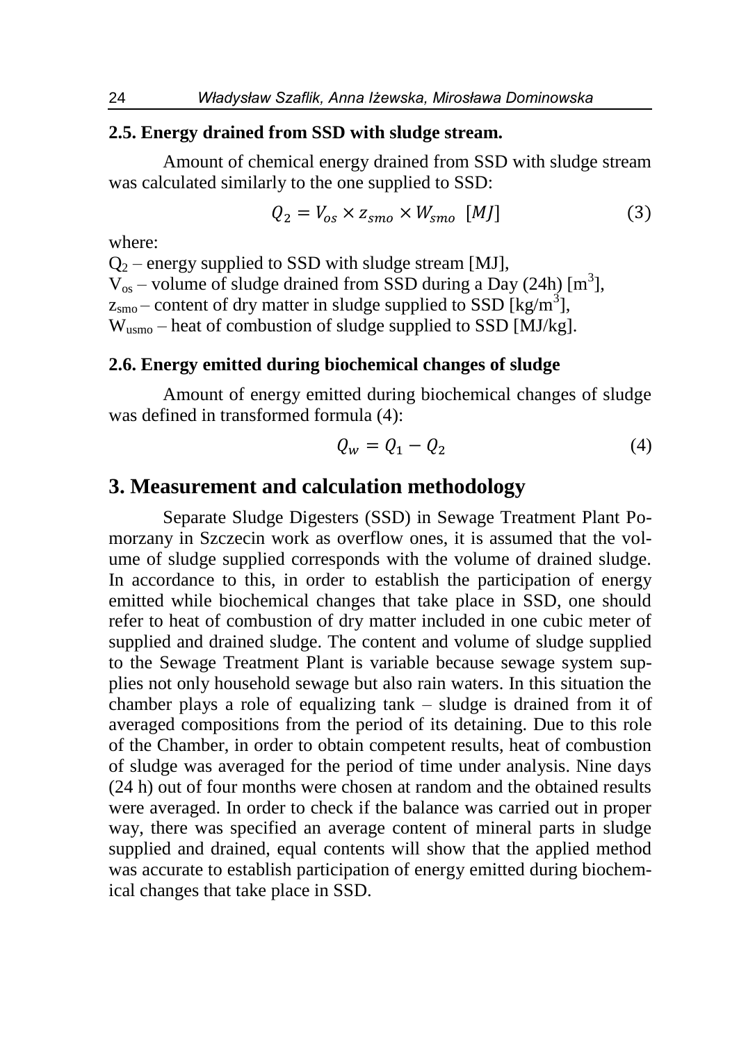### 2.5. Energy drained from SSD with sludge stream.

Amount of chemical energy drained from SSD with sludge stream was calculated similarly to the one supplied to SSD:

$$Q_2 = V_{os} \times z_{smo} \times W_{smo} \ \ [MJ] \tag{3}$$

where:

$Q_2$ – energy supplied to SSD with sludge stream [MJ],
$V_{os}$ – volume of sludge drained from SSD during a Day (24h) [$m^3$],
$z_{smo}$ – content of dry matter in sludge supplied to SSD [$kg/m^3$],
$W_{usmo}$ – heat of combustion of sludge supplied to SSD [MJ/kg].

### 2.6. Energy emitted during biochemical changes of sludge

Amount of energy emitted during biochemical changes of sludge was defined in transformed formula (4):

$$Q_w = Q_1 - Q_2 \tag{4}$$

## 3. Measurement and calculation methodology

Separate Sludge Digesters (SSD) in Sewage Treatment Plant Pomorzany in Szczecin work as overflow ones, it is assumed that the volume of sludge supplied corresponds with the volume of drained sludge. In accordance to this, in order to establish the participation of energy emitted while biochemical changes that take place in SSD, one should refer to heat of combustion of dry matter included in one cubic meter of supplied and drained sludge. The content and volume of sludge supplied to the Sewage Treatment Plant is variable because sewage system supplies not only household sewage but also rain waters. In this situation the chamber plays a role of equalizing tank – sludge is drained from it of averaged compositions from the period of its detaining. Due to this role of the Chamber, in order to obtain competent results, heat of combustion of sludge was averaged for the period of time under analysis. Nine days (24 h) out of four months were chosen at random and the obtained results were averaged. In order to check if the balance was carried out in proper way, there was specified an average content of mineral parts in sludge supplied and drained, equal contents will show that the applied method was accurate to establish participation of energy emitted during biochemical changes that take place in SSD.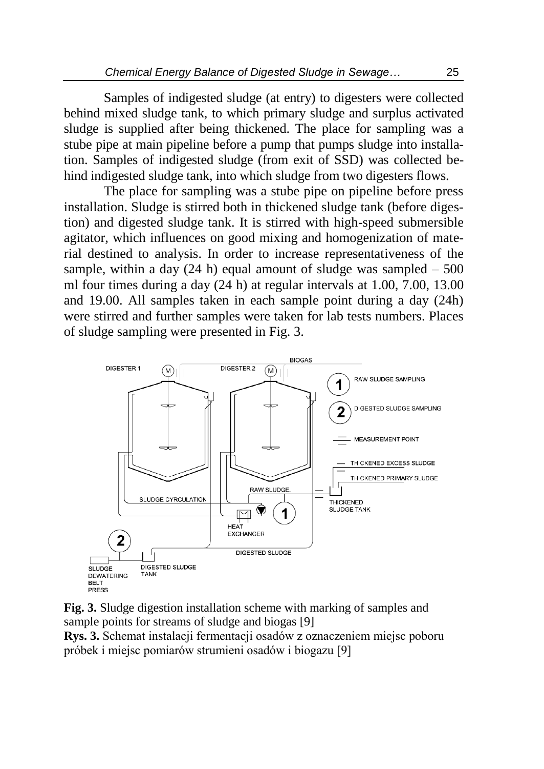Samples of indigested sludge (at entry) to digesters were collected behind mixed sludge tank, to which primary sludge and surplus activated sludge is supplied after being thickened. The place for sampling was a stube pipe at main pipeline before a pump that pumps sludge into installation. Samples of indigested sludge (from exit of SSD) was collected behind indigested sludge tank, into which sludge from two digesters flows.

The place for sampling was a stube pipe on pipeline before press installation. Sludge is stirred both in thickened sludge tank (before digestion) and digested sludge tank. It is stirred with high-speed submersible agitator, which influences on good mixing and homogenization of material destined to analysis. In order to increase representativeness of the sample, within a day (24 h) equal amount of sludge was sampled – 500 ml four times during a day (24 h) at regular intervals at 1.00, 7.00, 13.00 and 19.00. All samples taken in each sample point during a day (24h) were stirred and further samples were taken for lab tests numbers. Places of sludge sampling were presented in Fig. 3.

**Fig. 3.** Sludge digestion installation scheme with marking of samples and sample points for streams of sludge and biogas [9]

**Rys. 3.** Schemat instalacji fermentacji osadów z oznaczeniem miejsc poboru próbek i miejsc pomiarów strumieni osadów i biogazu [9]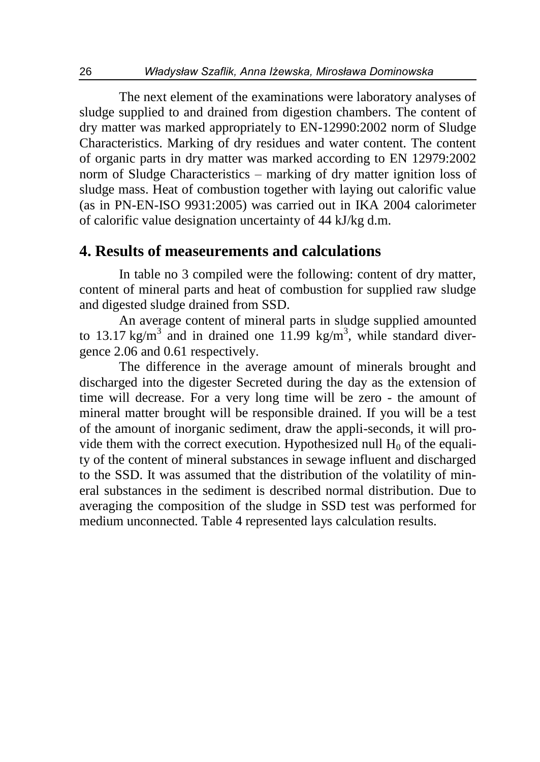The next element of the examinations were laboratory analyses of sludge supplied to and drained from digestion chambers. The content of dry matter was marked appropriately to EN-12990:2002 norm of Sludge Characteristics. Marking of dry residues and water content. The content of organic parts in dry matter was marked according to EN 12979:2002 norm of Sludge Characteristics – marking of dry matter ignition loss of sludge mass. Heat of combustion together with laying out calorific value (as in PN-EN-ISO 9931:2005) was carried out in IKA 2004 calorimeter of calorific value designation uncertainty of 44 kJ/kg d.m.

## 4. Results of measeurements and calculations

In table no 3 compiled were the following: content of dry matter, content of mineral parts and heat of combustion for supplied raw sludge and digested sludge drained from SSD.

An average content of mineral parts in sludge supplied amounted to 13.17 kg/m$^3$ and in drained one 11.99 kg/m$^3$, while standard divergence 2.06 and 0.61 respectively.

The difference in the average amount of minerals brought and discharged into the digester Secreted during the day as the extension of time will decrease. For a very long time will be zero - the amount of mineral matter brought will be responsible drained. If you will be a test of the amount of inorganic sediment, draw the appli-seconds, it will provide them with the correct execution. Hypothesized null $H_0$ of the equality of the content of mineral substances in sewage influent and discharged to the SSD. It was assumed that the distribution of the volatility of mineral substances in the sediment is described normal distribution. Due to averaging the composition of the sludge in SSD test was performed for medium unconnected. Table 4 represented lays calculation results.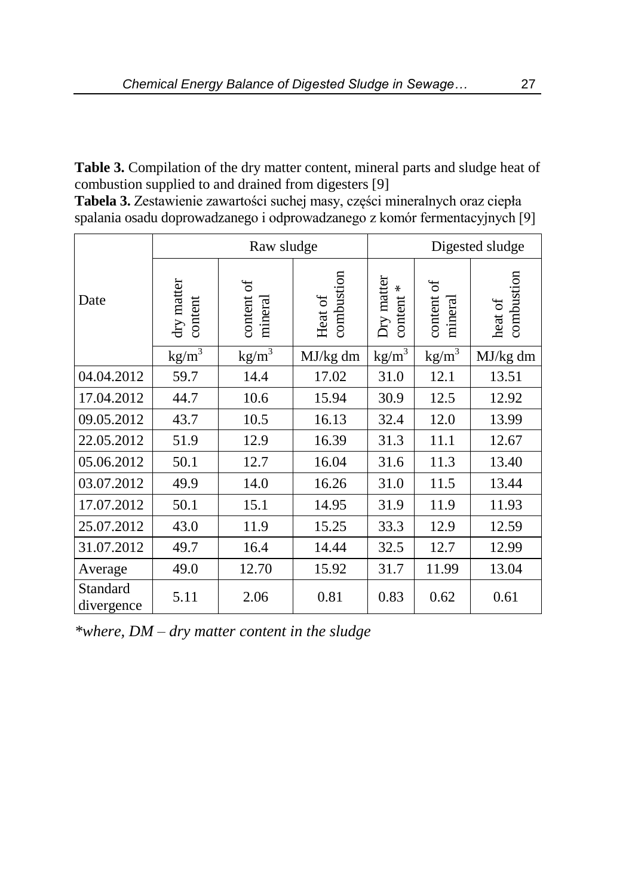**Table 3.** Compilation of the dry matter content, mineral parts and sludge heat of combustion supplied to and drained from digesters [9]

**Tabela 3.** Zestawienie zawartości suchej masy, części mineralnych oraz ciepła spalania osadu doprowadzanego i odprowadzanego z komór fermentacyjnych [9]

| Date | Raw sludge | | | Digested sludge | | |
|---|---|---|---|---|---|---|
| | dry matter content | content of mineral | Heat of combustion | Dry matter content * | content of mineral | heat of combustion |
| | $kg/m^3$ | $kg/m^3$ | MJ/kg dm | $kg/m^3$ | $kg/m^3$ | MJ/kg dm |
| 04.04.2012 | 59.7 | 14.4 | 17.02 | 31.0 | 12.1 | 13.51 |
| 17.04.2012 | 44.7 | 10.6 | 15.94 | 30.9 | 12.5 | 12.92 |
| 09.05.2012 | 43.7 | 10.5 | 16.13 | 32.4 | 12.0 | 13.99 |
| 22.05.2012 | 51.9 | 12.9 | 16.39 | 31.3 | 11.1 | 12.67 |
| 05.06.2012 | 50.1 | 12.7 | 16.04 | 31.6 | 11.3 | 13.40 |
| 03.07.2012 | 49.9 | 14.0 | 16.26 | 31.0 | 11.5 | 13.44 |
| 17.07.2012 | 50.1 | 15.1 | 14.95 | 31.9 | 11.9 | 11.93 |
| 25.07.2012 | 43.0 | 11.9 | 15.25 | 33.3 | 12.9 | 12.59 |
| 31.07.2012 | 49.7 | 16.4 | 14.44 | 32.5 | 12.7 | 12.99 |
| Average | 49.0 | 12.70 | 15.92 | 31.7 | 11.99 | 13.04 |
| Standard divergence | 5.11 | 2.06 | 0.81 | 0.83 | 0.62 | 0.61 |

*\*where, DM – dry matter content in the sludge*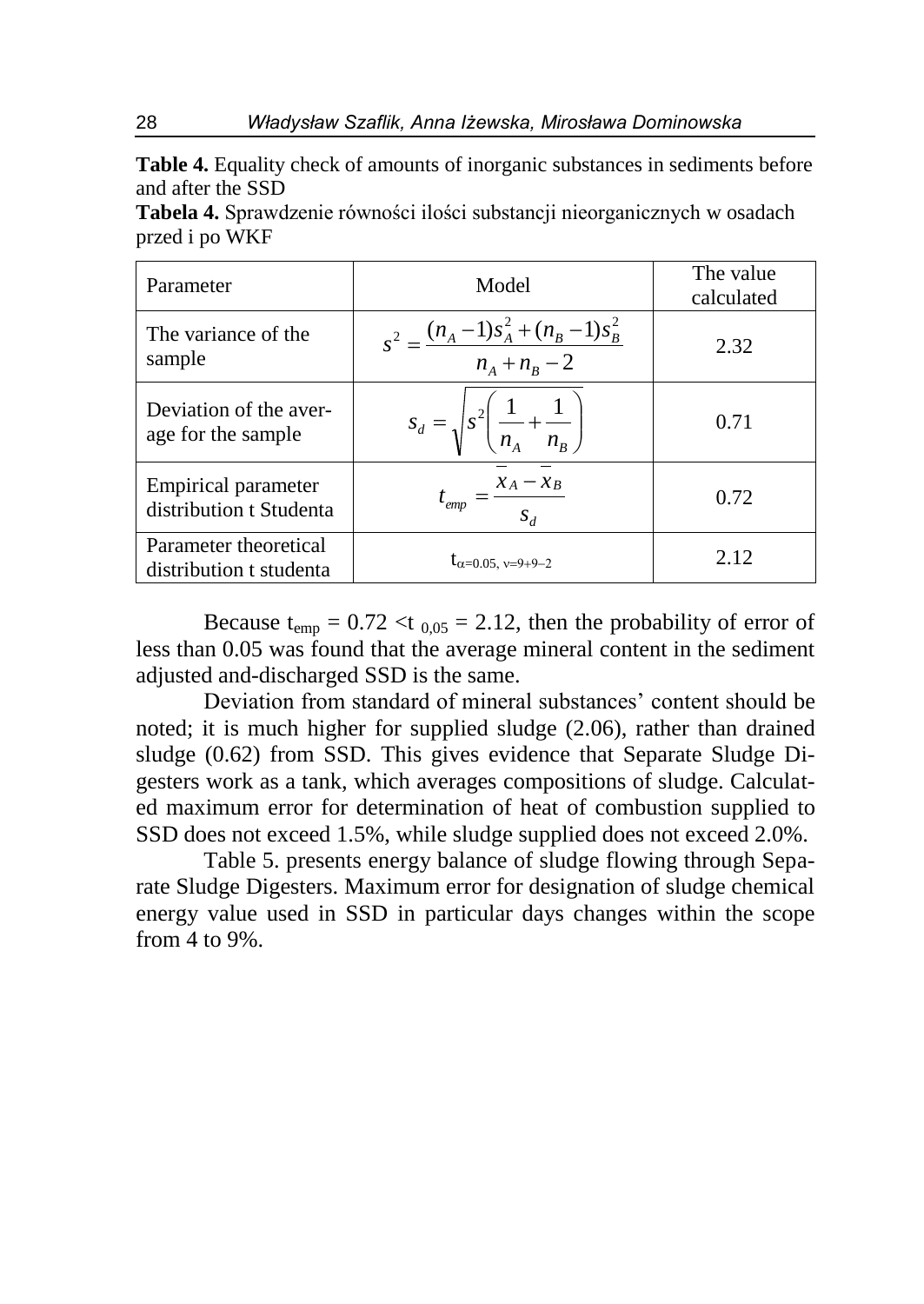**Table 4.** Equality check of amounts of inorganic substances in sediments before and after the SSD

**Tabela 4.** Sprawdzenie równości ilości substancji nieorganicznych w osadach przed i po WKF

| Parameter | Model | The value calculated |
|---|---|---|
| The variance of the sample | $s^2 = \frac{(n_A - 1)s_A^2 + (n_B - 1)s_B^2}{n_A + n_B - 2}$ | 2.32 |
| Deviation of the average for the sample | $s_d = \sqrt{s^2\left(\frac{1}{n_A} + \frac{1}{n_B}\right)}$ | 0.71 |
| Empirical parameter distribution t Studenta | $t_{emp} = \frac{\overline{x}_A - \overline{x}_B}{s_d}$ | 0.72 |
| Parameter theoretical distribution t studenta | $t_{\alpha=0.05,\ \nu=9+9-2}$ | 2.12 |

Because $t_{emp} = 0.72 < t_{0,05} = 2.12$, then the probability of error of less than 0.05 was found that the average mineral content in the sediment adjusted and-discharged SSD is the same.

Deviation from standard of mineral substances' content should be noted; it is much higher for supplied sludge (2.06), rather than drained sludge (0.62) from SSD. This gives evidence that Separate Sludge Digesters work as a tank, which averages compositions of sludge. Calculated maximum error for determination of heat of combustion supplied to SSD does not exceed 1.5%, while sludge supplied does not exceed 2.0%.

Table 5. presents energy balance of sludge flowing through Separate Sludge Digesters. Maximum error for designation of sludge chemical energy value used in SSD in particular days changes within the scope from 4 to 9%.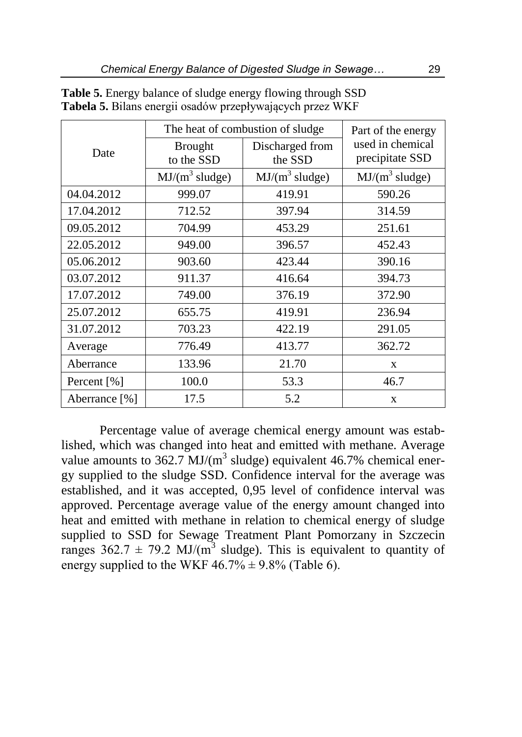**Table 5.** Energy balance of sludge energy flowing through SSD
**Tabela 5.** Bilans energii osadów przepływających przez WKF

| Date | The heat of combustion of sludge | | Part of the energy used in chemical precipitate SSD |
|---|---|---|---|
| | Brought to the SSD | Discharged from the SSD | |
| | $MJ/(m^3$ sludge) | $MJ/(m^3$ sludge) | $MJ/(m^3$ sludge) |
| 04.04.2012 | 999.07 | 419.91 | 590.26 |
| 17.04.2012 | 712.52 | 397.94 | 314.59 |
| 09.05.2012 | 704.99 | 453.29 | 251.61 |
| 22.05.2012 | 949.00 | 396.57 | 452.43 |
| 05.06.2012 | 903.60 | 423.44 | 390.16 |
| 03.07.2012 | 911.37 | 416.64 | 394.73 |
| 17.07.2012 | 749.00 | 376.19 | 372.90 |
| 25.07.2012 | 655.75 | 419.91 | 236.94 |
| 31.07.2012 | 703.23 | 422.19 | 291.05 |
| Average | 776.49 | 413.77 | 362.72 |
| Aberrance | 133.96 | 21.70 | x |
| Percent [%] | 100.0 | 53.3 | 46.7 |
| Aberrance [%] | 17.5 | 5.2 | x |

Percentage value of average chemical energy amount was established, which was changed into heat and emitted with methane. Average value amounts to 362.7 $MJ/(m^3$ sludge) equivalent 46.7% chemical energy supplied to the sludge SSD. Confidence interval for the average was established, and it was accepted, 0,95 level of confidence interval was approved. Percentage average value of the energy amount changed into heat and emitted with methane in relation to chemical energy of sludge supplied to SSD for Sewage Treatment Plant Pomorzany in Szczecin ranges $362.7 \pm 79.2$ $MJ/(m^3$ sludge). This is equivalent to quantity of energy supplied to the WKF $46.7\% \pm 9.8\%$ (Table 6).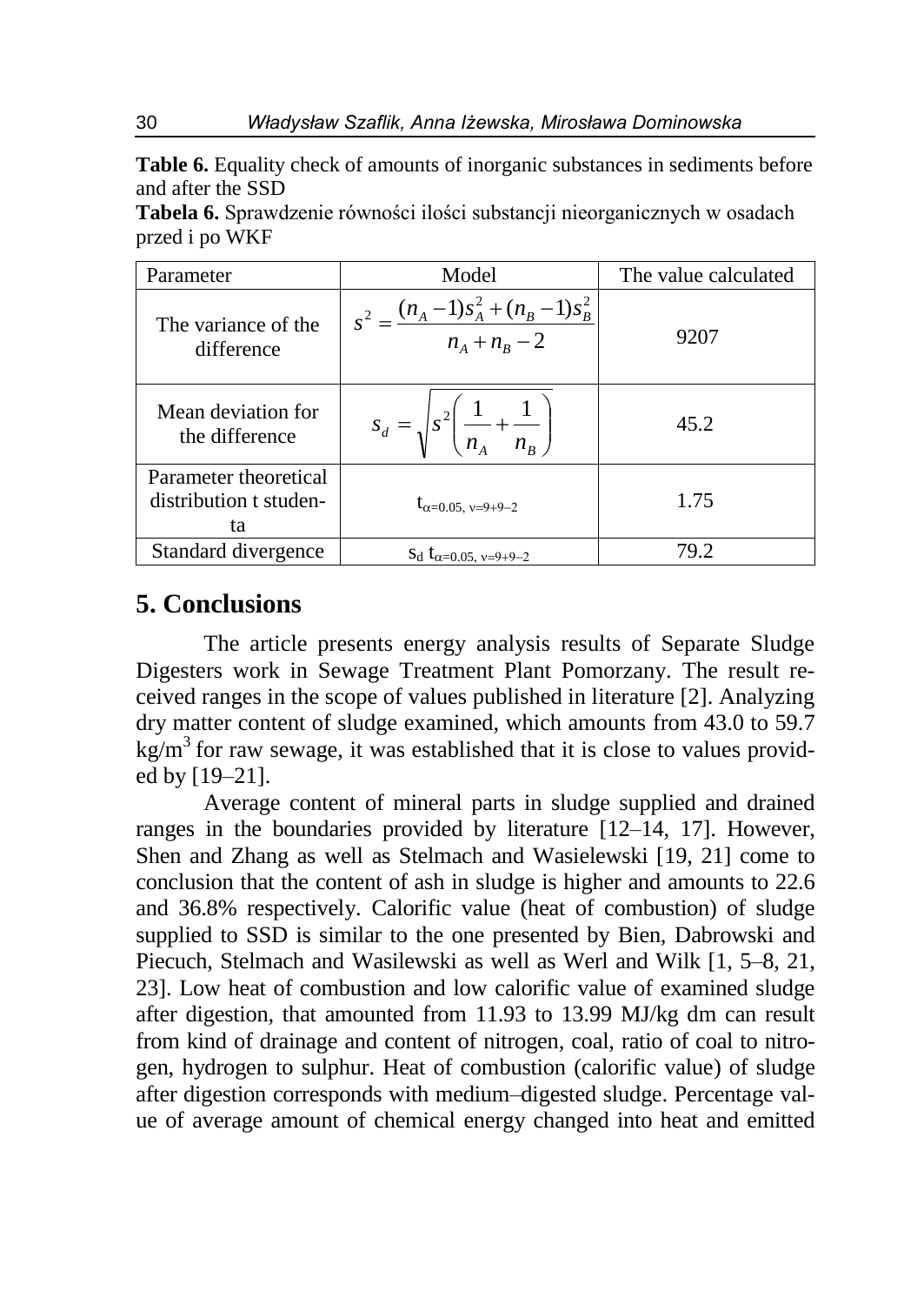**Table 6.** Equality check of amounts of inorganic substances in sediments before and after the SSD

**Tabela 6.** Sprawdzenie równości ilości substancji nieorganicznych w osadach przed i po WKF

| Parameter | Model | The value calculated |
|---|---|---|
| The variance of the difference | $s^2 = \dfrac{(n_A-1)s_A^2+(n_B-1)s_B^2}{n_A+n_B-2}$ | 9207 |
| Mean deviation for the difference | $s_d = \sqrt{s^2\left(\dfrac{1}{n_A}+\dfrac{1}{n_B}\right)}$ | 45.2 |
| Parameter theoretical distribution t studenta | $t_{\alpha=0.05,\ \nu=9+9-2}$ | 1.75 |
| Standard divergence | $s_d\ t_{\alpha=0.05,\ \nu=9+9-2}$ | 79.2 |

## 5. Conclusions

The article presents energy analysis results of Separate Sludge Digesters work in Sewage Treatment Plant Pomorzany. The result received ranges in the scope of values published in literature [2]. Analyzing dry matter content of sludge examined, which amounts from 43.0 to 59.7 $kg/m^3$ for raw sewage, it was established that it is close to values provided by [19–21].

Average content of mineral parts in sludge supplied and drained ranges in the boundaries provided by literature [12–14, 17]. However, Shen and Zhang as well as Stelmach and Wasielewski [19, 21] come to conclusion that the content of ash in sludge is higher and amounts to 22.6 and 36.8% respectively. Calorific value (heat of combustion) of sludge supplied to SSD is similar to the one presented by Bien, Dabrowski and Piecuch, Stelmach and Wasilewski as well as Werl and Wilk [1, 5–8, 21, 23]. Low heat of combustion and low calorific value of examined sludge after digestion, that amounted from 11.93 to 13.99 MJ/kg dm can result from kind of drainage and content of nitrogen, coal, ratio of coal to nitrogen, hydrogen to sulphur. Heat of combustion (calorific value) of sludge after digestion corresponds with medium–digested sludge. Percentage value of average amount of chemical energy changed into heat and emitted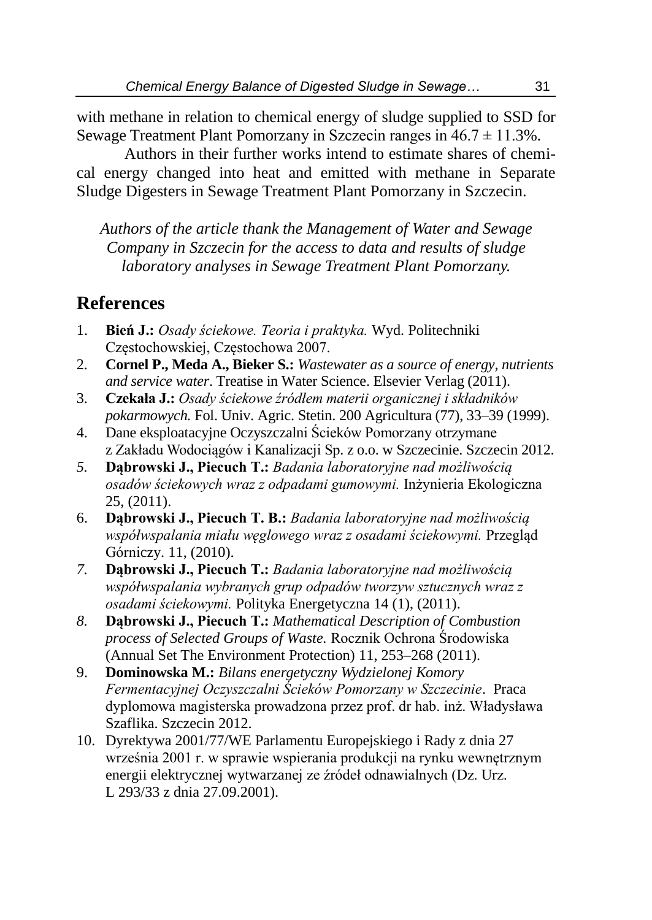with methane in relation to chemical energy of sludge supplied to SSD for Sewage Treatment Plant Pomorzany in Szczecin ranges in 46.7 ± 11.3%.

Authors in their further works intend to estimate shares of chemical energy changed into heat and emitted with methane in Separate Sludge Digesters in Sewage Treatment Plant Pomorzany in Szczecin.

*Authors of the article thank the Management of Water and Sewage Company in Szczecin for the access to data and results of sludge laboratory analyses in Sewage Treatment Plant Pomorzany.*

## References

1. **Bień J.:** *Osady ściekowe. Teoria i praktyka.* Wyd. Politechniki Częstochowskiej, Częstochowa 2007.
2. **Cornel P., Meda A., Bieker S.:** *Wastewater as a source of energy, nutrients and service water*. Treatise in Water Science. Elsevier Verlag (2011).
3. **Czekała J.:** *Osady ściekowe źródłem materii organicznej i składników pokarmowych.* Fol. Univ. Agric. Stetin. 200 Agricultura (77), 33–39 (1999).
4. Dane eksploatacyjne Oczyszczalni Ścieków Pomorzany otrzymane z Zakładu Wodociągów i Kanalizacji Sp. z o.o. w Szczecinie. Szczecin 2012.
5. **Dąbrowski J., Piecuch T.:** *Badania laboratoryjne nad możliwością osadów ściekowych wraz z odpadami gumowymi.* Inżynieria Ekologiczna 25, (2011).
6. **Dąbrowski J., Piecuch T. B.:** *Badania laboratoryjne nad możliwością współwspalania miału węglowego wraz z osadami ściekowymi.* Przegląd Górniczy. 11, (2010).
7. **Dąbrowski J., Piecuch T.:** *Badania laboratoryjne nad możliwością współwspalania wybranych grup odpadów tworzyw sztucznych wraz z osadami ściekowymi.* Polityka Energetyczna 14 (1), (2011).
8. **Dąbrowski J., Piecuch T.:** *Mathematical Description of Combustion process of Selected Groups of Waste.* Rocznik Ochrona Środowiska (Annual Set The Environment Protection) 11, 253–268 (2011).
9. **Dominowska M.:** *Bilans energetyczny Wydzielonej Komory Fermentacyjnej Oczyszczalni Ścieków Pomorzany w Szczecinie*. Praca dyplomowa magisterska prowadzona przez prof. dr hab. inż. Władysława Szaflika. Szczecin 2012.
10. Dyrektywa 2001/77/WE Parlamentu Europejskiego i Rady z dnia 27 września 2001 r. w sprawie wspierania produkcji na rynku wewnętrznym energii elektrycznej wytwarzanej ze źródeł odnawialnych (Dz. Urz. L 293/33 z dnia 27.09.2001).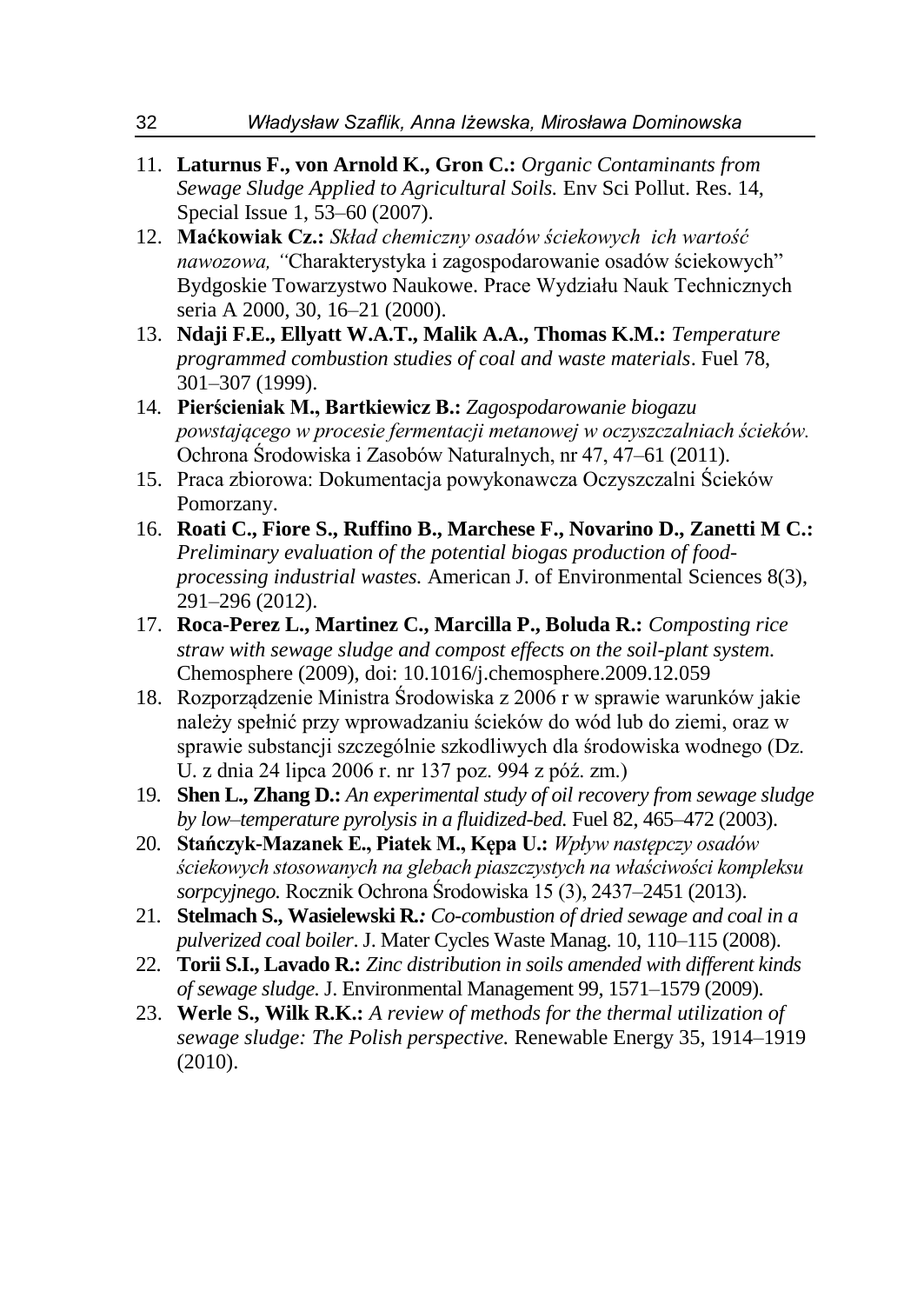11. **Laturnus F., von Arnold K., Gron C.:** *Organic Contaminants from Sewage Sludge Applied to Agricultural Soils.* Env Sci Pollut. Res. 14, Special Issue 1, 53–60 (2007).
12. **Maćkowiak Cz.:** *Skład chemiczny osadów ściekowych ich wartość nawozowa, "*Charakterystyka i zagospodarowanie osadów ściekowych" Bydgoskie Towarzystwo Naukowe. Prace Wydziału Nauk Technicznych seria A 2000, 30, 16–21 (2000).
13. **Ndaji F.E., Ellyatt W.A.T., Malik A.A., Thomas K.M.:** *Temperature programmed combustion studies of coal and waste materials*. Fuel 78, 301–307 (1999).
14. **Pierścieniak M., Bartkiewicz B.:** *Zagospodarowanie biogazu powstającego w procesie fermentacji metanowej w oczyszczalniach ścieków.* Ochrona Środowiska i Zasobów Naturalnych, nr 47, 47–61 (2011).
15. Praca zbiorowa: Dokumentacja powykonawcza Oczyszczalni Ścieków Pomorzany.
16. **Roati C., Fiore S., Ruffino B., Marchese F., Novarino D., Zanetti M C.:** *Preliminary evaluation of the potential biogas production of food-processing industrial wastes.* American J. of Environmental Sciences 8(3), 291–296 (2012).
17. **Roca-Perez L., Martinez C., Marcilla P., Boluda R.:** *Composting rice straw with sewage sludge and compost effects on the soil-plant system.* Chemosphere (2009), doi: 10.1016/j.chemosphere.2009.12.059
18. Rozporządzenie Ministra Środowiska z 2006 r w sprawie warunków jakie należy spełnić przy wprowadzaniu ścieków do wód lub do ziemi, oraz w sprawie substancji szczególnie szkodliwych dla środowiska wodnego (Dz. U. z dnia 24 lipca 2006 r. nr 137 poz. 994 z póź. zm.)
19. **Shen L., Zhang D.:** *An experimental study of oil recovery from sewage sludge by low–temperature pyrolysis in a fluidized-bed.* Fuel 82, 465–472 (2003).
20. **Stańczyk-Mazanek E., Piatek M., Kępa U.:** *Wpływ następczy osadów ściekowych stosowanych na glebach piaszczystych na właściwości kompleksu sorpcyjnego.* Rocznik Ochrona Środowiska 15 (3), 2437–2451 (2013).
21. **Stelmach S., Wasielewski R.:** *Co-combustion of dried sewage and coal in a pulverized coal boiler*. J. Mater Cycles Waste Manag. 10, 110–115 (2008).
22. **Torii S.I., Lavado R.:** *Zinc distribution in soils amended with different kinds of sewage sludge.* J. Environmental Management 99, 1571–1579 (2009).
23. **Werle S., Wilk R.K.:** *A review of methods for the thermal utilization of sewage sludge: The Polish perspective.* Renewable Energy 35, 1914–1919 (2010).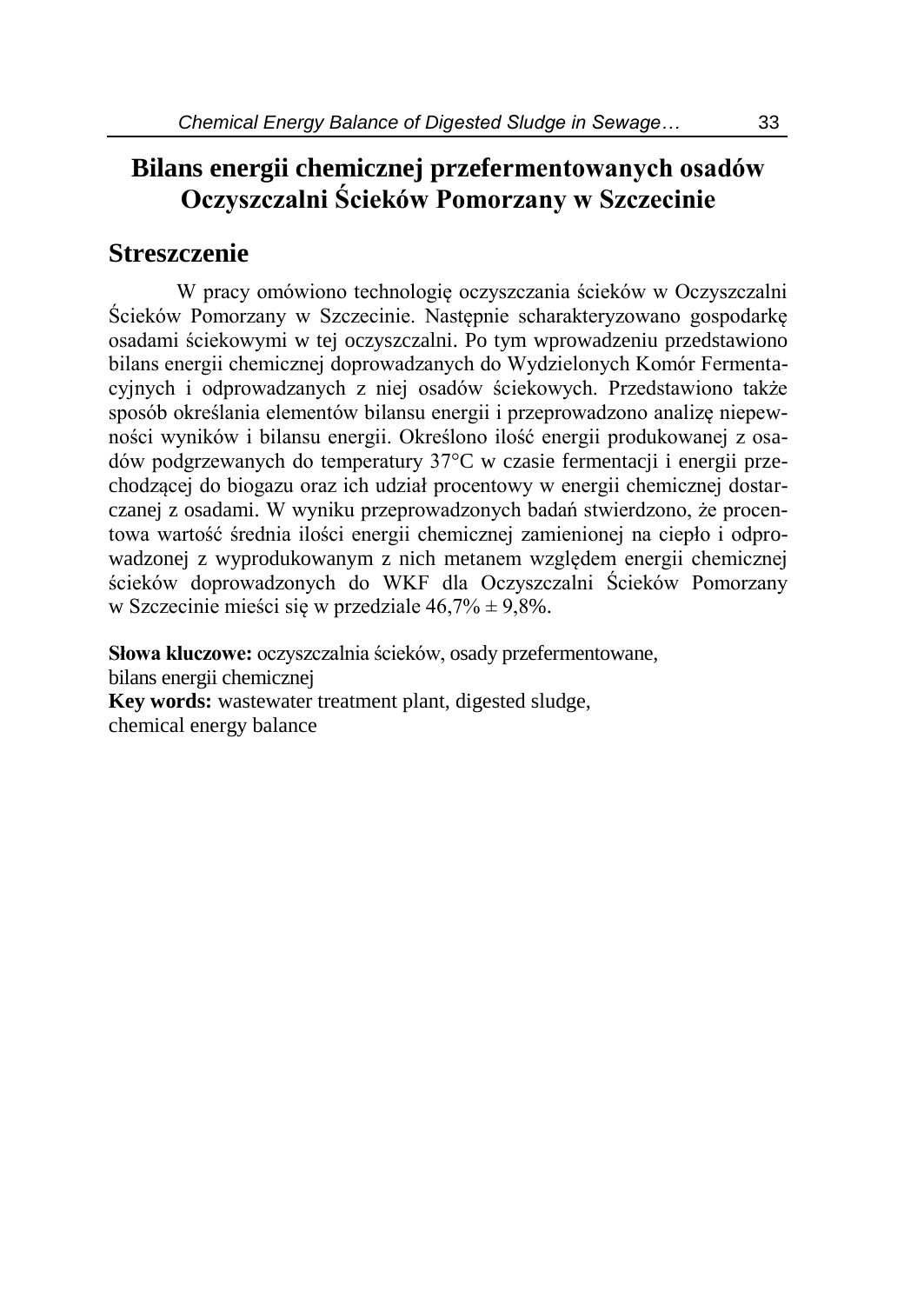# Bilans energii chemicznej przefermentowanych osadów Oczyszczalni Ścieków Pomorzany w Szczecinie

## Streszczenie

W pracy omówiono technologię oczyszczania ścieków w Oczyszczalni Ścieków Pomorzany w Szczecinie. Następnie scharakteryzowano gospodarkę osadami ściekowymi w tej oczyszczalni. Po tym wprowadzeniu przedstawiono bilans energii chemicznej doprowadzanych do Wydzielonych Komór Fermentacyjnych i odprowadzanych z niej osadów ściekowych. Przedstawiono także sposób określania elementów bilansu energii i przeprowadzono analizę niepewności wyników i bilansu energii. Określono ilość energii produkowanej z osadów podgrzewanych do temperatury 37°C w czasie fermentacji i energii przechodzącej do biogazu oraz ich udział procentowy w energii chemicznej dostarczanej z osadami. W wyniku przeprowadzonych badań stwierdzono, że procentowa wartość średnia ilości energii chemicznej zamienionej na ciepło i odprowadzonej z wyprodukowanym z nich metanem względem energii chemicznej ścieków doprowadzonych do WKF dla Oczyszczalni Ścieków Pomorzany w Szczecinie mieści się w przedziale 46,7% ± 9,8%.

**Słowa kluczowe:** oczyszczalnia ścieków, osady przefermentowane, bilans energii chemicznej
**Key words:** wastewater treatment plant, digested sludge, chemical energy balance